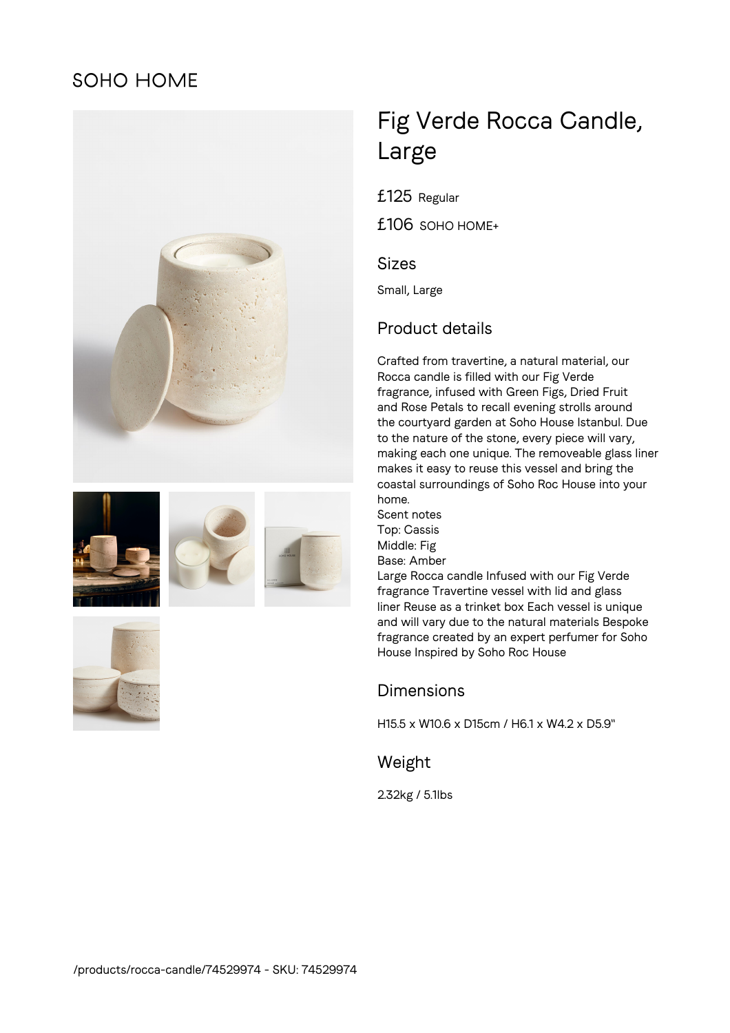SOHO HOME

# Fig Verde Rocca Candle, Large

£125 Regular

£106 SOHO HOME+

## Sizes

Small, Large

## Product details

Crafted from travertine, a natural material, our Rocca candle is filled with our Fig Verde fragrance, infused with Green Figs, Dried Fruit and Rose Petals to recall evening strolls around the courtyard garden at Soho House Istanbul. Due to the nature of the stone, every piece will vary, making each one unique. The removeable glass liner makes it easy to reuse this vessel and bring the coastal surroundings of Soho Roc House into your home.
Scent notes
Top: Cassis
Middle: Fig
Base: Amber
Large Rocca candle Infused with our Fig Verde fragrance Travertine vessel with lid and glass liner Reuse as a trinket box Each vessel is unique and will vary due to the natural materials Bespoke fragrance created by an expert perfumer for Soho House Inspired by Soho Roc House

## Dimensions

H15.5 x W10.6 x D15cm / H6.1 x W4.2 x D5.9"

## Weight

2.32kg / 5.1lbs

/products/rocca-candle/74529974 - SKU: 74529974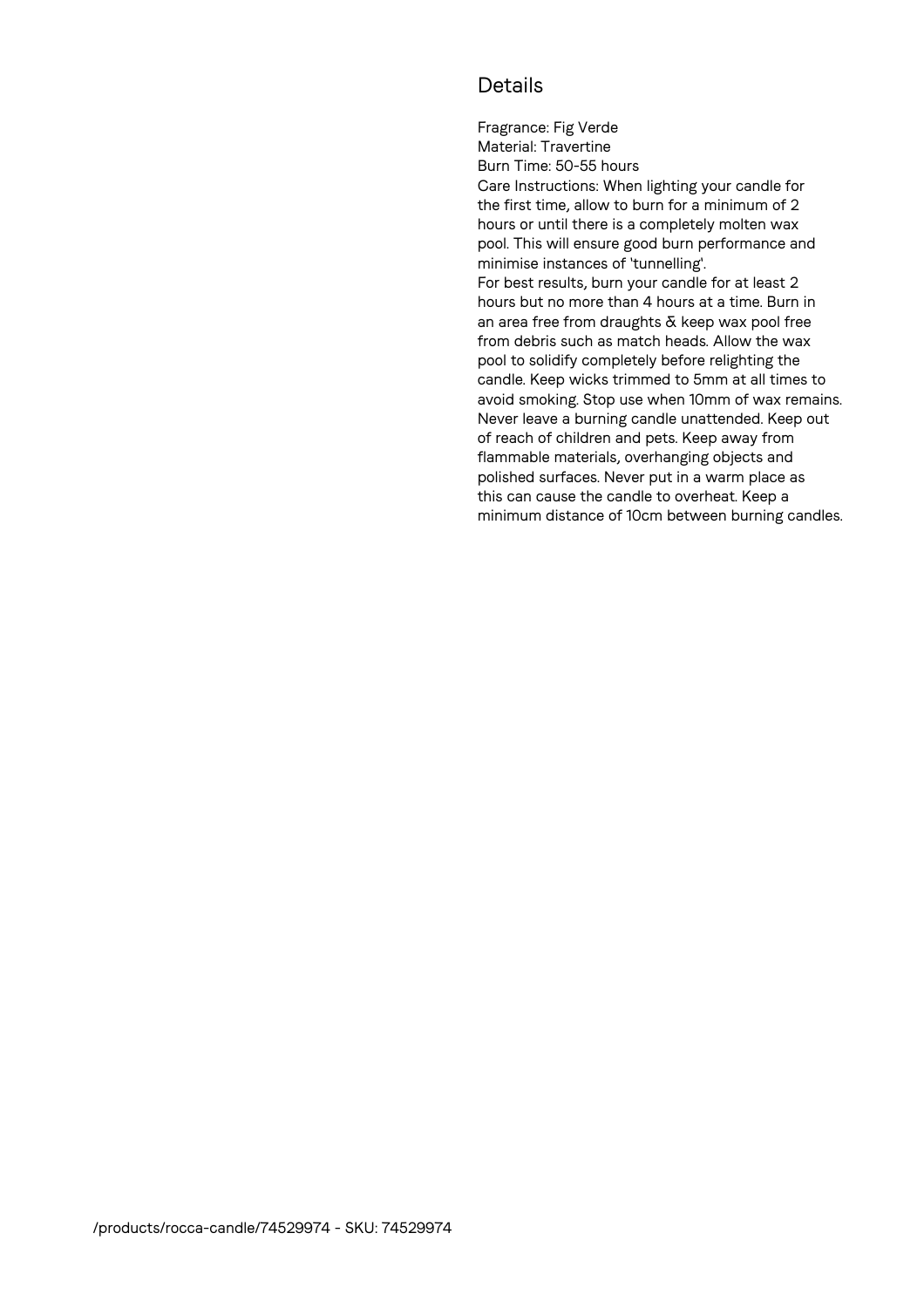## Details

Fragrance: Fig Verde
Material: Travertine
Burn Time: 50-55 hours
Care Instructions: When lighting your candle for the first time, allow to burn for a minimum of 2 hours or until there is a completely molten wax pool. This will ensure good burn performance and minimise instances of 'tunnelling'.
For best results, burn your candle for at least 2 hours but no more than 4 hours at a time. Burn in an area free from draughts & keep wax pool free from debris such as match heads. Allow the wax pool to solidify completely before relighting the candle. Keep wicks trimmed to 5mm at all times to avoid smoking. Stop use when 10mm of wax remains. Never leave a burning candle unattended. Keep out of reach of children and pets. Keep away from flammable materials, overhanging objects and polished surfaces. Never put in a warm place as this can cause the candle to overheat. Keep a minimum distance of 10cm between burning candles.

/products/rocca-candle/74529974 - SKU: 74529974